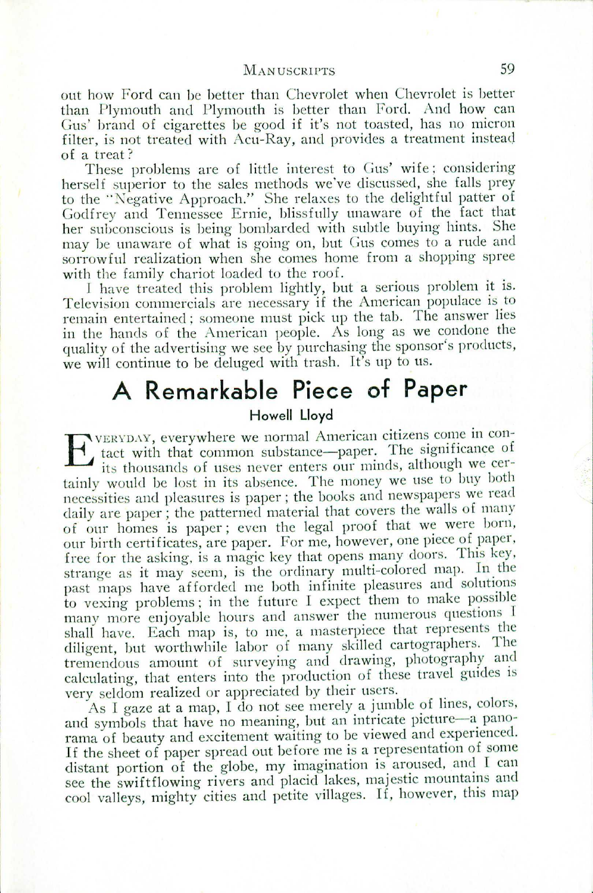out how Ford can be better than Chevrolet when Chevrolet is better than Plymouth and Plymouth is better than Ford. And how can Gus' brand of cigarettes be good if it's not toasted, has no micron filter, is not treated with Acu-Ray, and provides a treatment instead of a treat?

These problems are of little interest to Gus' wife: considering herself superior to the sales methods we've discussed, she falls prey to the "Negative Approach." She relaxes to the delightful patter of Godfrey and Tennessee Ernie, blissfully unaware of the fact that her subconscious is being bombarded with subtle buying hints. She may be unaware of what is going on, but Gus comes to a rude and sorrowful realization when she comes home from a shopping spree with the family chariot loaded to the roof.

I have treated this problem lightly, but a serious problem it is. Television commercials are necessary if the American populace is to remain entertained; someone must pick up the tab. The answer lies in the hands of the American people. As long as we condone the quality of the advertising we see by purchasing the sponsor's products, we will continue to be deluged with trash. It's up to us.

# A Remarkable Piece of Paper

### Howell Lloyd

EVERYDAY, everywhere we normal American citizens come in contact with that common substance—paper. The significance of its thousands of uses never enters our minds, although we certainly would be lost in its absence. The money we use to buy both necessities and pleasures is paper; the books and newspapers we read daily are paper; the patterned material that covers the walls of many of our homes is paper; even the legal proof that we were born, our birth certificates, are paper. For me, however, one piece of paper, free for the asking, is a magic key that opens many doors. This key, strange as it may seem, is the ordinary multi-colored map. In the past maps have afforded me both infinite pleasures and solutions to vexing problems; in the future I expect them to make possible many more enjoyable hours and answer the numerous questions I shall have. Each map is, to me, a masterpiece that represents the diligent, but worthwhile labor of many skilled cartographers. The tremendous amount of surveying and drawing, photography and calculating, that enters into the production of these travel guides is very seldom realized or appreciated by their users.

As I gaze at a map, I do not see merely a jumble of lines, colors, and symbols that have no meaning, but an intricate picture—a panorama of beauty and excitement waiting to be viewed and experienced. If the sheet of paper spread out before me is a representation of some distant portion of the globe, my imagination is aroused, and I can see the swiftflowing rivers and placid lakes, majestic mountains and cool valleys, mighty cities and petite villages. If, however, this map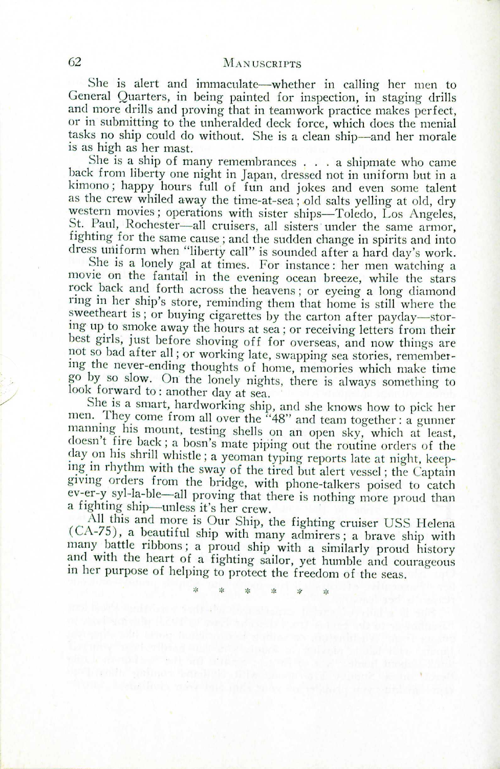She is alert and immaculate—whether in calling her men to General Quarters, in being painted for inspection, in staging drills and more drills and proving that in teamwork practice makes perfect, or in submitting to the unheralded deck force, which does the menial tasks no ship could do without. She is a clean ship—and her morale is as high as her mast.

She is a ship of many remembrances . . . a shipmate who came back from liberty one night in Japan, dressed not in uniform but in a kimono; happy hours full of fun and jokes and even some talent as the crew whiled away the time-at-sea; old salts yelling at old, dry western movies; operations with sister ships—Toledo, Los Angeles, St. Paul, Rochester—all cruisers, all sisters under the same armor, fighting for the same cause; and the sudden change in spirits and into dress uniform when "liberty call" is sounded after a hard day's work.

She is a lonely gal at times. For instance: her men watching a movie on the fantail in the evening ocean breeze, while the stars rock back and forth across the heavens; or eyeing a long diamond ring in her ship's store, reminding them that home is still where the sweetheart is; or buying cigarettes by the carton after payday—storing up to smoke away the hours at sea; or receiving letters from their best girls, just before shoving off for overseas, and now things are not so bad after all; or working late, swapping sea stories, remembering the never-ending thoughts of home, memories which make time go by so slow. On the lonely nights, there is always something to look forward to: another day at sea.

She is a smart, hardworking ship, and she knows how to pick her men. They come from all over the "48" and team together: a gunner manning his mount, testing shells on an open sky, which at least, doesn't fire back; a bosn's mate piping out the routine orders of the day on his shrill whistle; a yeoman typing reports late at night, keeping in rhythm with the sway of the tired but alert vessel; the Captain giving orders from the bridge, with phone-talkers poised to catch ev-er-y syl-la-ble—all proving that there is nothing more proud than a fighting ship—unless it's her crew.

All this and more is Our Ship, the fighting cruiser USS Helena (CA-75), a beautiful ship with many admirers; a brave ship with many battle ribbons; a proud ship with a similarly proud history and with the heart of a fighting sailor, yet humble and courageous in her purpose of helping to protect the freedom of the seas.

* * * * * *